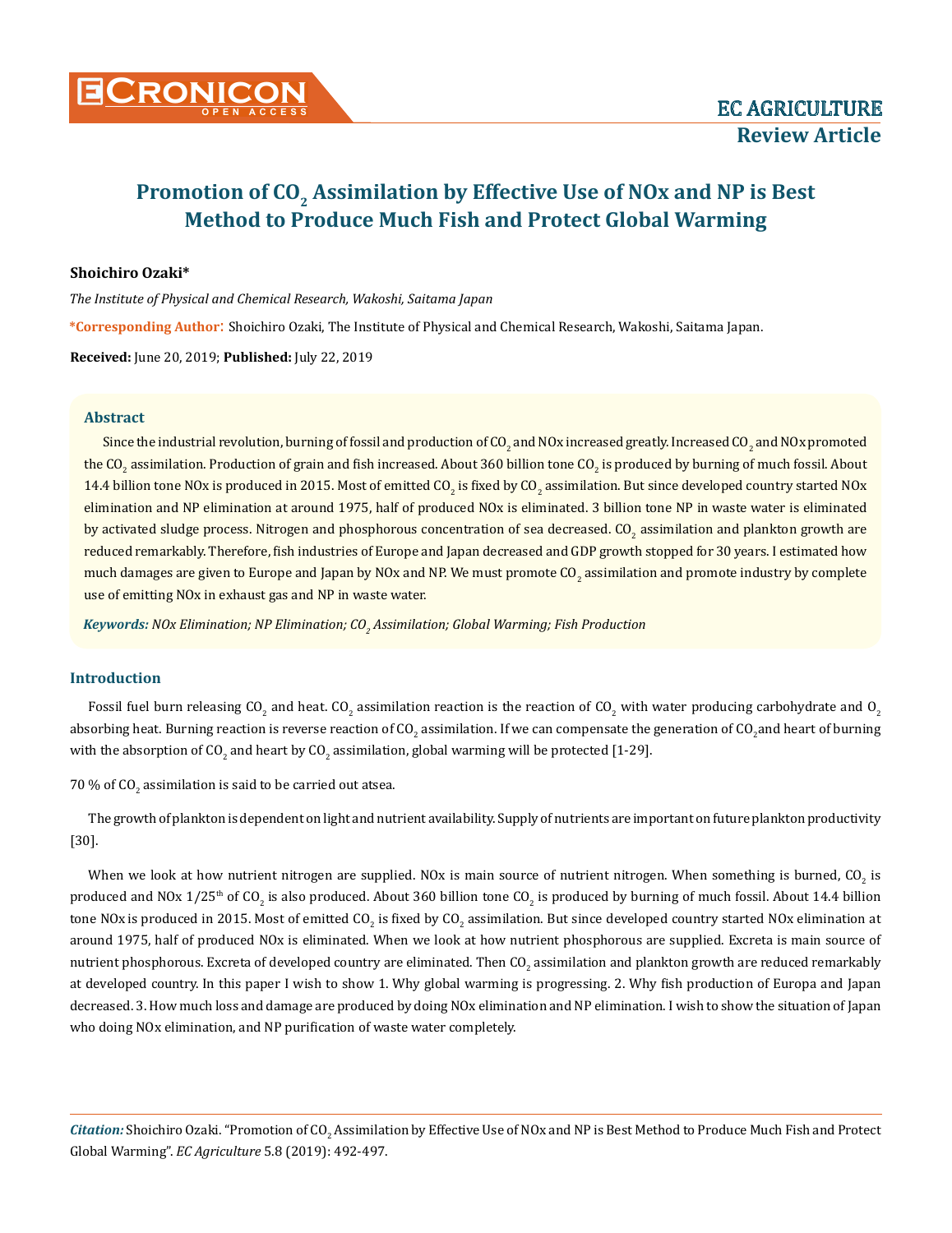EC AGRICULTURE

**Review Article**

# Promotion of $CO_2$ Assimilation by Effective Use of NOx and NP is Best Method to Produce Much Fish and Protect Global Warming

**Shoichiro Ozaki***

*The Institute of Physical and Chemical Research, Wakoshi, Saitama Japan*

***Corresponding Author**: Shoichiro Ozaki, The Institute of Physical and Chemical Research, Wakoshi, Saitama Japan.

**Received:** June 20, 2019; **Published:** July 22, 2019

## Abstract

Since the industrial revolution, burning of fossil and production of $CO_2$ and NOx increased greatly. Increased $CO_2$ and NOx promoted the $CO_2$ assimilation. Production of grain and fish increased. About 360 billion tone $CO_2$ is produced by burning of much fossil. About 14.4 billion tone NOx is produced in 2015. Most of emitted $CO_2$ is fixed by $CO_2$ assimilation. But since developed country started NOx elimination and NP elimination at around 1975, half of produced NOx is eliminated. 3 billion tone NP in waste water is eliminated by activated sludge process. Nitrogen and phosphorous concentration of sea decreased. $CO_2$ assimilation and plankton growth are reduced remarkably. Therefore, fish industries of Europe and Japan decreased and GDP growth stopped for 30 years. I estimated how much damages are given to Europe and Japan by NOx and NP. We must promote $CO_2$ assimilation and promote industry by complete use of emitting NOx in exhaust gas and NP in waste water.

***Keywords:*** *NOx Elimination; NP Elimination; $CO_2$ Assimilation; Global Warming; Fish Production*

## Introduction

Fossil fuel burn releasing $CO_2$ and heat. $CO_2$ assimilation reaction is the reaction of $CO_2$ with water producing carbohydrate and $O_2$ absorbing heat. Burning reaction is reverse reaction of $CO_2$ assimilation. If we can compensate the generation of $CO_2$and heart of burning with the absorption of $CO_2$ and heart by $CO_2$ assimilation, global warming will be protected [1-29].

70 % of $CO_2$ assimilation is said to be carried out atsea.

The growth of plankton is dependent on light and nutrient availability. Supply of nutrients are important on future plankton productivity [30].

When we look at how nutrient nitrogen are supplied. NOx is main source of nutrient nitrogen. When something is burned, $CO_2$ is produced and NOx 1/25th of $CO_2$ is also produced. About 360 billion tone $CO_2$ is produced by burning of much fossil. About 14.4 billion tone NOx is produced in 2015. Most of emitted $CO_2$ is fixed by $CO_2$ assimilation. But since developed country started NOx elimination at around 1975, half of produced NOx is eliminated. When we look at how nutrient phosphorous are supplied. Excreta is main source of nutrient phosphorous. Excreta of developed country are eliminated. Then $CO_2$ assimilation and plankton growth are reduced remarkably at developed country. In this paper I wish to show 1. Why global warming is progressing. 2. Why fish production of Europa and Japan decreased. 3. How much loss and damage are produced by doing NOx elimination and NP elimination. I wish to show the situation of Japan who doing NOx elimination, and NP purification of waste water completely.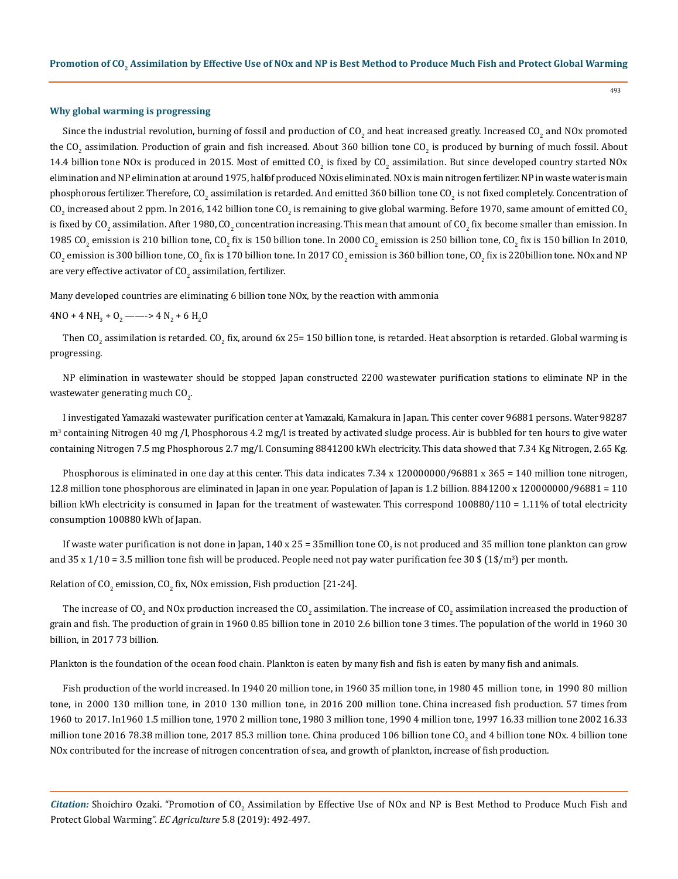### Why global warming is progressing

Since the industrial revolution, burning of fossil and production of $CO_2$ and heat increased greatly. Increased $CO_2$ and NOx promoted the $CO_2$ assimilation. Production of grain and fish increased. About 360 billion tone $CO_2$ is produced by burning of much fossil. About 14.4 billion tone NOx is produced in 2015. Most of emitted $CO_2$ is fixed by $CO_2$ assimilation. But since developed country started NOx elimination and NP elimination at around 1975, halfof produced NOxis eliminated. NOx is main nitrogen fertilizer. NP in waste water is main phosphorous fertilizer. Therefore, $CO_2$ assimilation is retarded. And emitted 360 billion tone $CO_2$ is not fixed completely. Concentration of $CO_2$ increased about 2 ppm. In 2016, 142 billion tone $CO_2$ is remaining to give global warming. Before 1970, same amount of emitted $CO_2$ is fixed by $CO_2$ assimilation. After 1980, $CO_2$ concentration increasing. This mean that amount of $CO_2$ fix become smaller than emission. In 1985 $CO_2$ emission is 210 billion tone, $CO_2$ fix is 150 billion tone. In 2000 $CO_2$ emission is 250 billion tone, $CO_2$ fix is 150 billion In 2010, $CO_2$ emission is 300 billion tone, $CO_2$ fix is 170 billion tone. In 2017 $CO_2$ emission is 360 billion tone, $CO_2$ fix is 220billion tone. NOx and NP are very effective activator of $CO_2$ assimilation, fertilizer.

Many developed countries are eliminating 6 billion tone NOx, by the reaction with ammonia

$4NO + 4\ NH_3 + O_2 \longrightarrow 4\ N_2 + 6\ H_2O$

Then $CO_2$ assimilation is retarded. $CO_2$ fix, around 6x 25= 150 billion tone, is retarded. Heat absorption is retarded. Global warming is progressing.

NP elimination in wastewater should be stopped Japan constructed 2200 wastewater purification stations to eliminate NP in the wastewater generating much $CO_2$.

I investigated Yamazaki wastewater purification center at Yamazaki, Kamakura in Japan. This center cover 96881 persons. Water 98287 $m^3$ containing Nitrogen 40 mg /l, Phosphorous 4.2 mg/l is treated by activated sludge process. Air is bubbled for ten hours to give water containing Nitrogen 7.5 mg Phosphorous 2.7 mg/l. Consuming 8841200 kWh electricity. This data showed that 7.34 Kg Nitrogen, 2.65 Kg.

Phosphorous is eliminated in one day at this center. This data indicates 7.34 x 120000000/96881 x 365 = 140 million tone nitrogen, 12.8 million tone phosphorous are eliminated in Japan in one year. Population of Japan is 1.2 billion. 8841200 x 120000000/96881 = 110 billion kWh electricity is consumed in Japan for the treatment of wastewater. This correspond 100880/110 = 1.11% of total electricity consumption 100880 kWh of Japan.

If waste water purification is not done in Japan, 140 x 25 = 35million tone $CO_2$ is not produced and 35 million tone plankton can grow and 35 x 1/10 = 3.5 million tone fish will be produced. People need not pay water purification fee 30 $ (1$/$m^3$) per month.

Relation of $CO_2$ emission, $CO_2$ fix, NOx emission, Fish production [21-24].

The increase of $CO_2$ and NOx production increased the $CO_2$ assimilation. The increase of $CO_2$ assimilation increased the production of grain and fish. The production of grain in 1960 0.85 billion tone in 2010 2.6 billion tone 3 times. The population of the world in 1960 30 billion, in 2017 73 billion.

Plankton is the foundation of the ocean food chain. Plankton is eaten by many fish and fish is eaten by many fish and animals.

Fish production of the world increased. In 1940 20 million tone, in 1960 35 million tone, in 1980 45 million tone, in 1990 80 million tone, in 2000 130 million tone, in 2010 130 million tone, in 2016 200 million tone. China increased fish production. 57 times from 1960 to 2017. In1960 1.5 million tone, 1970 2 million tone, 1980 3 million tone, 1990 4 million tone, 1997 16.33 million tone 2002 16.33 million tone 2016 78.38 million tone, 2017 85.3 million tone. China produced 106 billion tone $CO_2$ and 4 billion tone NOx. 4 billion tone NOx contributed for the increase of nitrogen concentration of sea, and growth of plankton, increase of fish production.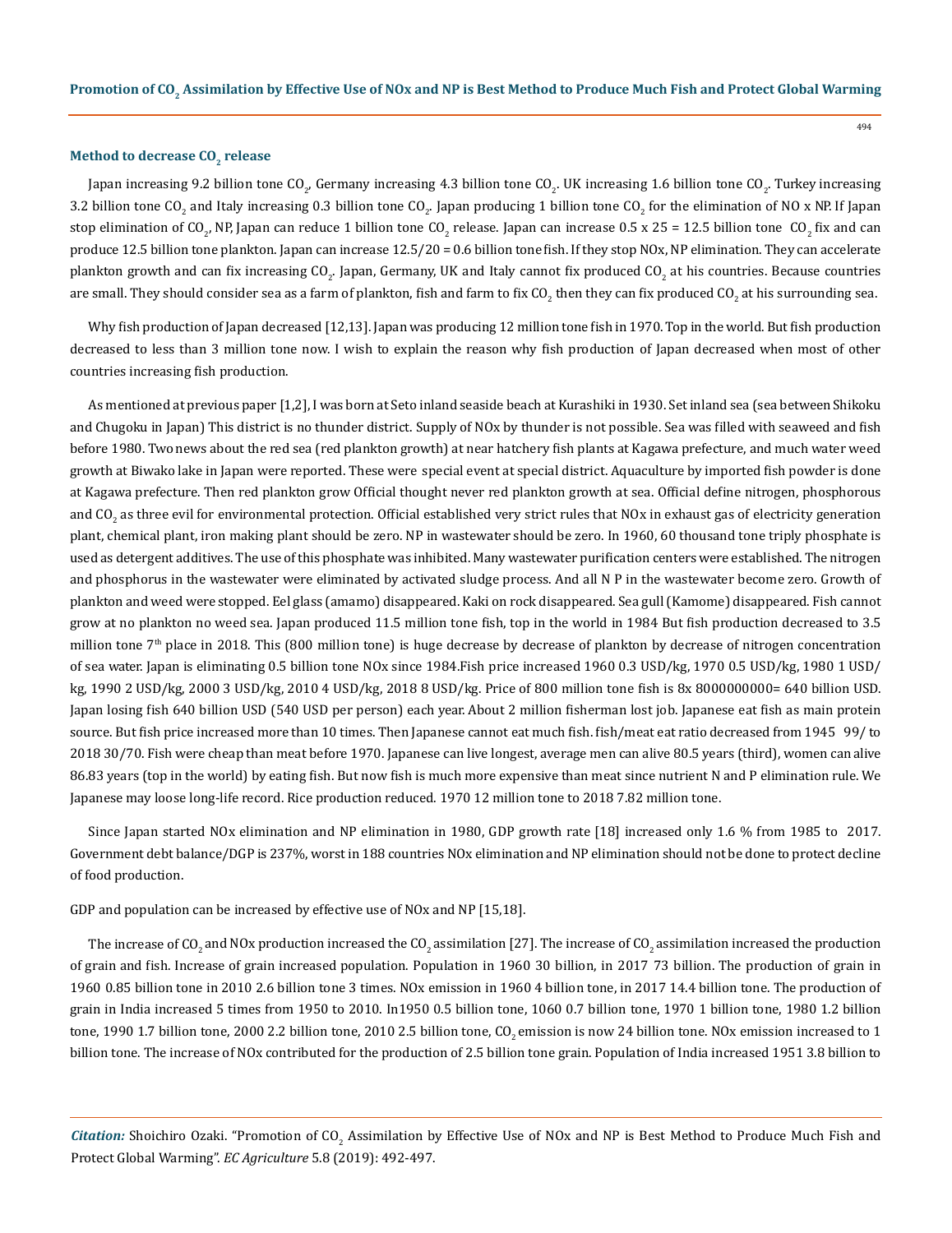### Method to decrease $CO_2$ release

Japan increasing 9.2 billion tone $CO_2$, Germany increasing 4.3 billion tone $CO_2$. UK increasing 1.6 billion tone $CO_2$. Turkey increasing 3.2 billion tone $CO_2$ and Italy increasing 0.3 billion tone $CO_2$. Japan producing 1 billion tone $CO_2$ for the elimination of NO x NP. If Japan stop elimination of $CO_2$, NP, Japan can reduce 1 billion tone $CO_2$ release. Japan can increase 0.5 x 25 = 12.5 billion tone $CO_2$ fix and can produce 12.5 billion tone plankton. Japan can increase 12.5/20 = 0.6 billion tone fish. If they stop NOx, NP elimination. They can accelerate plankton growth and can fix increasing $CO_2$. Japan, Germany, UK and Italy cannot fix produced $CO_2$ at his countries. Because countries are small. They should consider sea as a farm of plankton, fish and farm to fix $CO_2$ then they can fix produced $CO_2$ at his surrounding sea.

Why fish production of Japan decreased [12,13]. Japan was producing 12 million tone fish in 1970. Top in the world. But fish production decreased to less than 3 million tone now. I wish to explain the reason why fish production of Japan decreased when most of other countries increasing fish production.

As mentioned at previous paper [1,2], I was born at Seto inland seaside beach at Kurashiki in 1930. Set inland sea (sea between Shikoku and Chugoku in Japan) This district is no thunder district. Supply of NOx by thunder is not possible. Sea was filled with seaweed and fish before 1980. Two news about the red sea (red plankton growth) at near hatchery fish plants at Kagawa prefecture, and much water weed growth at Biwako lake in Japan were reported. These were special event at special district. Aquaculture by imported fish powder is done at Kagawa prefecture. Then red plankton grow Official thought never red plankton growth at sea. Official define nitrogen, phosphorous and $CO_2$ as three evil for environmental protection. Official established very strict rules that NOx in exhaust gas of electricity generation plant, chemical plant, iron making plant should be zero. NP in wastewater should be zero. In 1960, 60 thousand tone triply phosphate is used as detergent additives. The use of this phosphate was inhibited. Many wastewater purification centers were established. The nitrogen and phosphorus in the wastewater were eliminated by activated sludge process. And all N P in the wastewater become zero. Growth of plankton and weed were stopped. Eel glass (amamo) disappeared. Kaki on rock disappeared. Sea gull (Kamome) disappeared. Fish cannot grow at no plankton no weed sea. Japan produced 11.5 million tone fish, top in the world in 1984 But fish production decreased to 3.5 million tone 7th place in 2018. This (800 million tone) is huge decrease by decrease of plankton by decrease of nitrogen concentration of sea water. Japan is eliminating 0.5 billion tone NOx since 1984.Fish price increased 1960 0.3 USD/kg, 1970 0.5 USD/kg, 1980 1 USD/kg, 1990 2 USD/kg, 2000 3 USD/kg, 2010 4 USD/kg, 2018 8 USD/kg. Price of 800 million tone fish is 8x 8000000000= 640 billion USD. Japan losing fish 640 billion USD (540 USD per person) each year. About 2 million fisherman lost job. Japanese eat fish as main protein source. But fish price increased more than 10 times. Then Japanese cannot eat much fish. fish/meat eat ratio decreased from 1945 99/ to 2018 30/70. Fish were cheap than meat before 1970. Japanese can live longest, average men can alive 80.5 years (third), women can alive 86.83 years (top in the world) by eating fish. But now fish is much more expensive than meat since nutrient N and P elimination rule. We Japanese may loose long-life record. Rice production reduced. 1970 12 million tone to 2018 7.82 million tone.

Since Japan started NOx elimination and NP elimination in 1980, GDP growth rate [18] increased only 1.6 % from 1985 to 2017. Government debt balance/DGP is 237%, worst in 188 countries NOx elimination and NP elimination should not be done to protect decline of food production.

GDP and population can be increased by effective use of NOx and NP [15,18].

The increase of $CO_2$ and NOx production increased the $CO_2$ assimilation [27]. The increase of $CO_2$ assimilation increased the production of grain and fish. Increase of grain increased population. Population in 1960 30 billion, in 2017 73 billion. The production of grain in 1960 0.85 billion tone in 2010 2.6 billion tone 3 times. NOx emission in 1960 4 billion tone, in 2017 14.4 billion tone. The production of grain in India increased 5 times from 1950 to 2010. In1950 0.5 billion tone, 1060 0.7 billion tone, 1970 1 billion tone, 1980 1.2 billion tone, 1990 1.7 billion tone, 2000 2.2 billion tone, 2010 2.5 billion tone, $CO_2$ emission is now 24 billion tone. NOx emission increased to 1 billion tone. The increase of NOx contributed for the production of 2.5 billion tone grain. Population of India increased 1951 3.8 billion to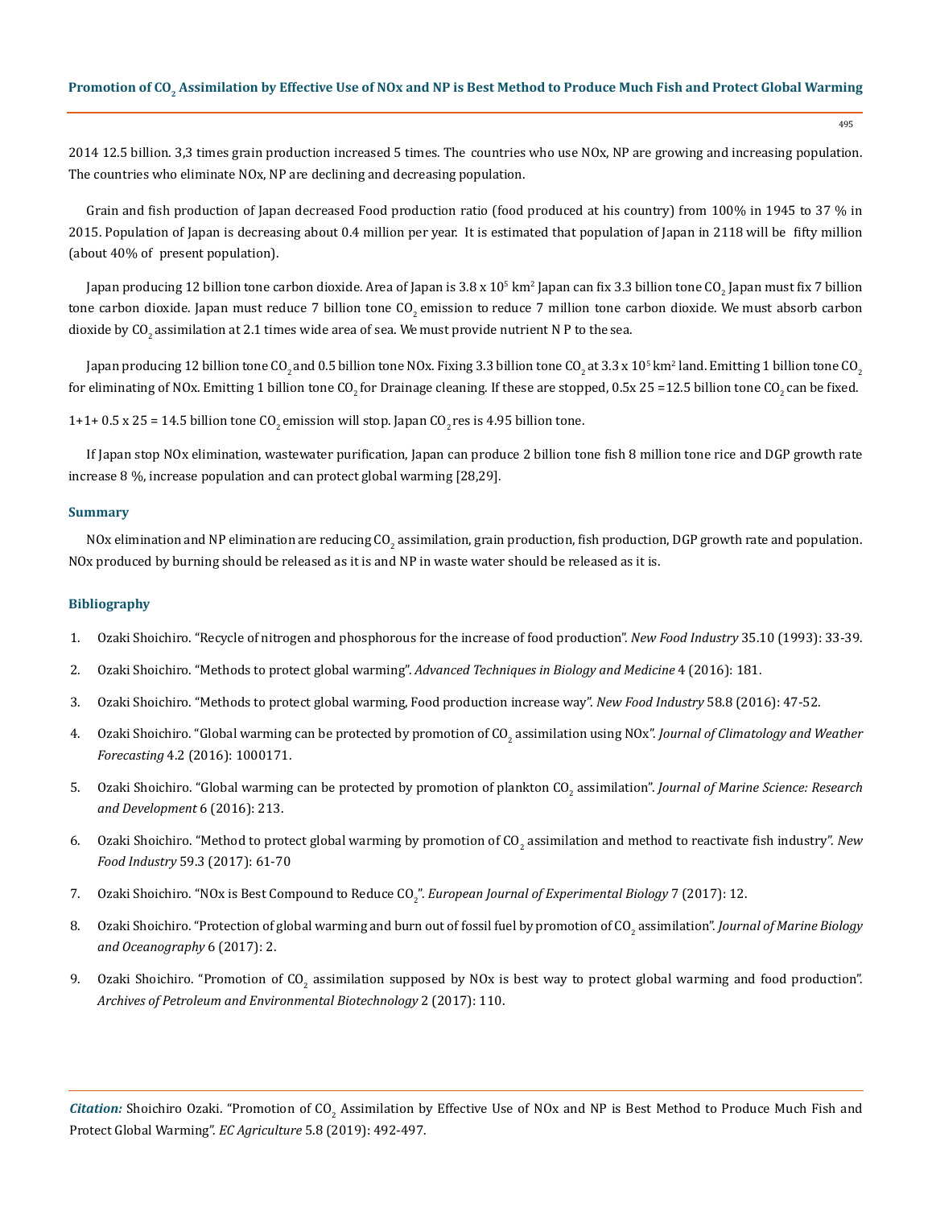2014 12.5 billion. 3,3 times grain production increased 5 times. The countries who use NOx, NP are growing and increasing population. The countries who eliminate NOx, NP are declining and decreasing population.

Grain and fish production of Japan decreased Food production ratio (food produced at his country) from 100% in 1945 to 37 % in 2015. Population of Japan is decreasing about 0.4 million per year. It is estimated that population of Japan in 2118 will be fifty million (about 40% of present population).

Japan producing 12 billion tone carbon dioxide. Area of Japan is 3.8 x $10^5$ $km^2$ Japan can fix 3.3 billion tone $CO_2$ Japan must fix 7 billion tone carbon dioxide. Japan must reduce 7 billion tone $CO_2$ emission to reduce 7 million tone carbon dioxide. We must absorb carbon dioxide by $CO_2$ assimilation at 2.1 times wide area of sea. We must provide nutrient N P to the sea.

Japan producing 12 billion tone $CO_2$ and 0.5 billion tone NOx. Fixing 3.3 billion tone $CO_2$ at 3.3 x $10^5$ $km^2$ land. Emitting 1 billion tone $CO_2$ for eliminating of NOx. Emitting 1 billion tone $CO_2$ for Drainage cleaning. If these are stopped, 0.5x 25 =12.5 billion tone $CO_2$ can be fixed.

1+1+ 0.5 x 25 = 14.5 billion tone $CO_2$ emission will stop. Japan $CO_2$ res is 4.95 billion tone.

If Japan stop NOx elimination, wastewater purification, Japan can produce 2 billion tone fish 8 million tone rice and DGP growth rate increase 8 %, increase population and can protect global warming [28,29].

### Summary

NOx elimination and NP elimination are reducing $CO_2$ assimilation, grain production, fish production, DGP growth rate and population. NOx produced by burning should be released as it is and NP in waste water should be released as it is.

### Bibliography

1. Ozaki Shoichiro. "Recycle of nitrogen and phosphorous for the increase of food production". *New Food Industry* 35.10 (1993): 33-39.
2. Ozaki Shoichiro. "Methods to protect global warming". *Advanced Techniques in Biology and Medicine* 4 (2016): 181.
3. Ozaki Shoichiro. "Methods to protect global warming, Food production increase way". *New Food Industry* 58.8 (2016): 47-52.
4. Ozaki Shoichiro. "Global warming can be protected by promotion of $CO_2$ assimilation using NOx". *Journal of Climatology and Weather Forecasting* 4.2 (2016): 1000171.
5. Ozaki Shoichiro. "Global warming can be protected by promotion of plankton $CO_2$ assimilation". *Journal of Marine Science: Research and Development* 6 (2016): 213.
6. Ozaki Shoichiro. "Method to protect global warming by promotion of $CO_2$ assimilation and method to reactivate fish industry". *New Food Industry* 59.3 (2017): 61-70
7. Ozaki Shoichiro. "NOx is Best Compound to Reduce $CO_2$". *European Journal of Experimental Biology* 7 (2017): 12.
8. Ozaki Shoichiro. "Protection of global warming and burn out of fossil fuel by promotion of $CO_2$ assimilation". *Journal of Marine Biology and Oceanography* 6 (2017): 2.
9. Ozaki Shoichiro. "Promotion of $CO_2$ assimilation supposed by NOx is best way to protect global warming and food production". *Archives of Petroleum and Environmental Biotechnology* 2 (2017): 110.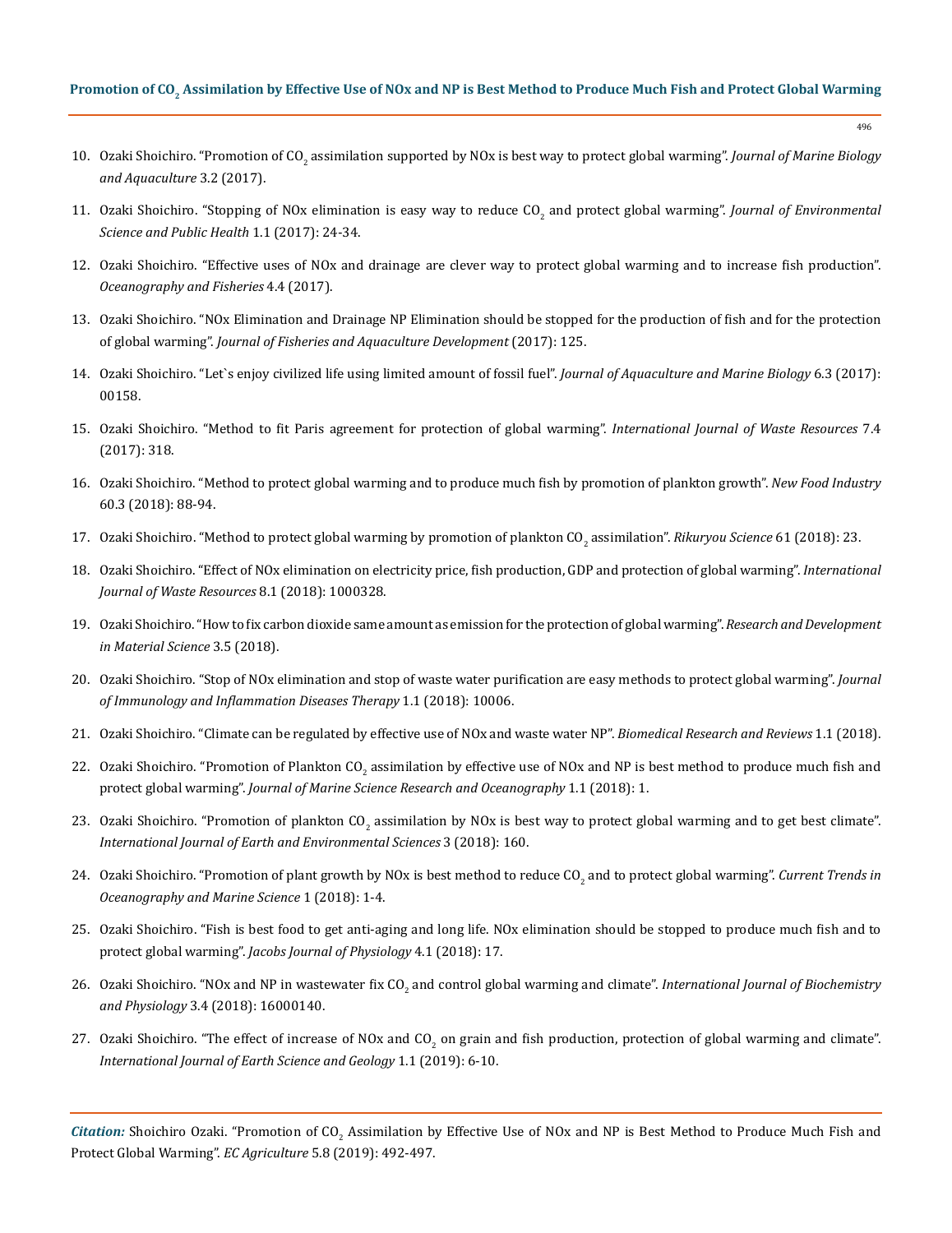10. Ozaki Shoichiro. "Promotion of $CO_2$ assimilation supported by NOx is best way to protect global warming". *Journal of Marine Biology and Aquaculture* 3.2 (2017).

11. Ozaki Shoichiro. "Stopping of NOx elimination is easy way to reduce $CO_2$ and protect global warming". *Journal of Environmental Science and Public Health* 1.1 (2017): 24-34.

12. Ozaki Shoichiro. "Effective uses of NOx and drainage are clever way to protect global warming and to increase fish production". *Oceanography and Fisheries* 4.4 (2017).

13. Ozaki Shoichiro. "NOx Elimination and Drainage NP Elimination should be stopped for the production of fish and for the protection of global warming". *Journal of Fisheries and Aquaculture Development* (2017): 125.

14. Ozaki Shoichiro. "Let`s enjoy civilized life using limited amount of fossil fuel". *Journal of Aquaculture and Marine Biology* 6.3 (2017): 00158.

15. Ozaki Shoichiro. "Method to fit Paris agreement for protection of global warming". *International Journal of Waste Resources* 7.4 (2017): 318.

16. Ozaki Shoichiro. "Method to protect global warming and to produce much fish by promotion of plankton growth". *New Food Industry* 60.3 (2018): 88-94.

17. Ozaki Shoichiro. "Method to protect global warming by promotion of plankton $CO_2$ assimilation". *Rikuryou Science* 61 (2018): 23.

18. Ozaki Shoichiro. "Effect of NOx elimination on electricity price, fish production, GDP and protection of global warming". *International Journal of Waste Resources* 8.1 (2018): 1000328.

19. Ozaki Shoichiro. "How to fix carbon dioxide same amount as emission for the protection of global warming". *Research and Development in Material Science* 3.5 (2018).

20. Ozaki Shoichiro. "Stop of NOx elimination and stop of waste water purification are easy methods to protect global warming". *Journal of Immunology and Inflammation Diseases Therapy* 1.1 (2018): 10006.

21. Ozaki Shoichiro. "Climate can be regulated by effective use of NOx and waste water NP". *Biomedical Research and Reviews* 1.1 (2018).

22. Ozaki Shoichiro. "Promotion of Plankton $CO_2$ assimilation by effective use of NOx and NP is best method to produce much fish and protect global warming". *Journal of Marine Science Research and Oceanography* 1.1 (2018): 1.

23. Ozaki Shoichiro. "Promotion of plankton $CO_2$ assimilation by NOx is best way to protect global warming and to get best climate". *International Journal of Earth and Environmental Sciences* 3 (2018): 160.

24. Ozaki Shoichiro. "Promotion of plant growth by NOx is best method to reduce $CO_2$ and to protect global warming". *Current Trends in Oceanography and Marine Science* 1 (2018): 1-4.

25. Ozaki Shoichiro. "Fish is best food to get anti-aging and long life. NOx elimination should be stopped to produce much fish and to protect global warming". *Jacobs Journal of Physiology* 4.1 (2018): 17.

26. Ozaki Shoichiro. "NOx and NP in wastewater fix $CO_2$ and control global warming and climate". *International Journal of Biochemistry and Physiology* 3.4 (2018): 16000140.

27. Ozaki Shoichiro. "The effect of increase of NOx and $CO_2$ on grain and fish production, protection of global warming and climate". *International Journal of Earth Science and Geology* 1.1 (2019): 6-10.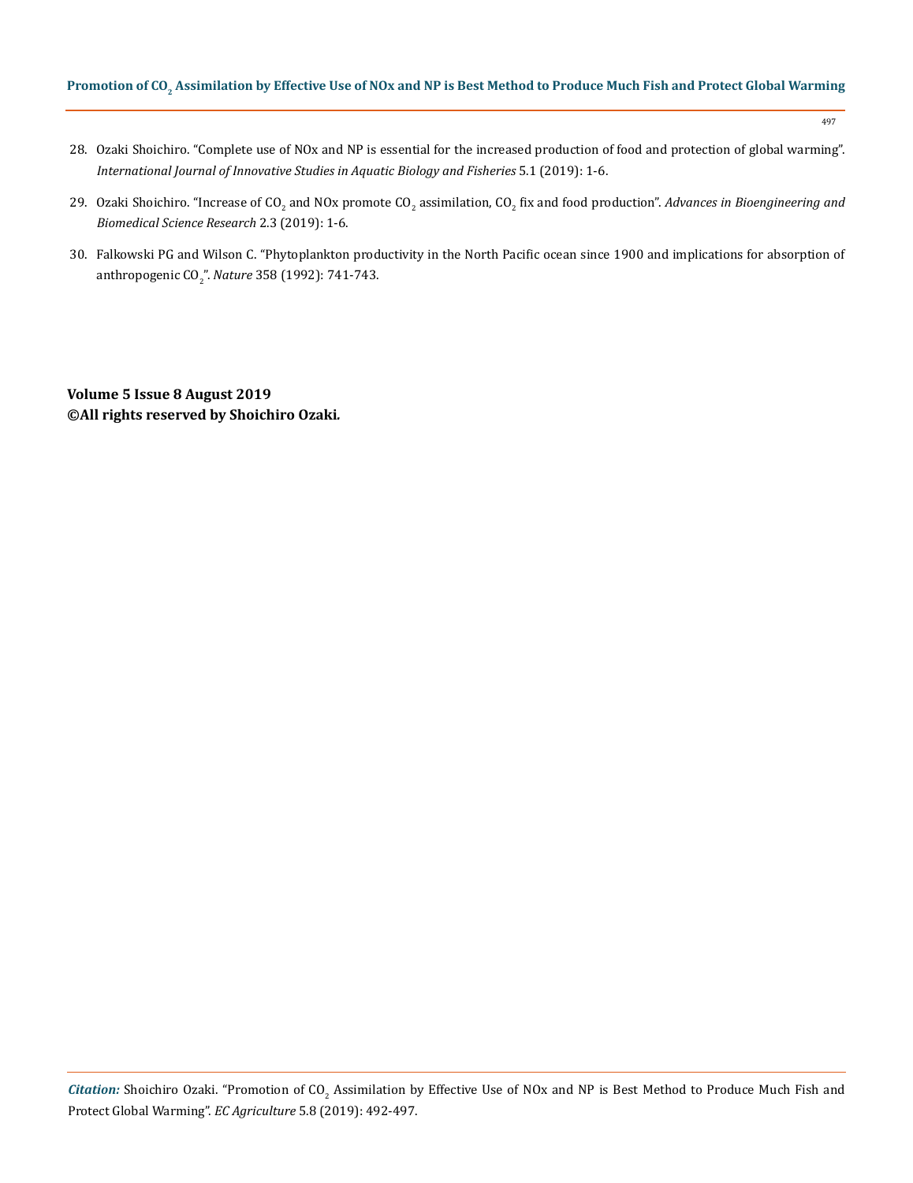28. Ozaki Shoichiro. "Complete use of NOx and NP is essential for the increased production of food and protection of global warming". *International Journal of Innovative Studies in Aquatic Biology and Fisheries* 5.1 (2019): 1-6.

29. Ozaki Shoichiro. "Increase of $CO_2$ and NOx promote $CO_2$ assimilation, $CO_2$ fix and food production". *Advances in Bioengineering and Biomedical Science Research* 2.3 (2019): 1-6.

30. Falkowski PG and Wilson C. "Phytoplankton productivity in the North Pacific ocean since 1900 and implications for absorption of anthropogenic $CO_2$". *Nature* 358 (1992): 741-743.

**Volume 5 Issue 8 August 2019**
**©All rights reserved by Shoichiro Ozaki.**